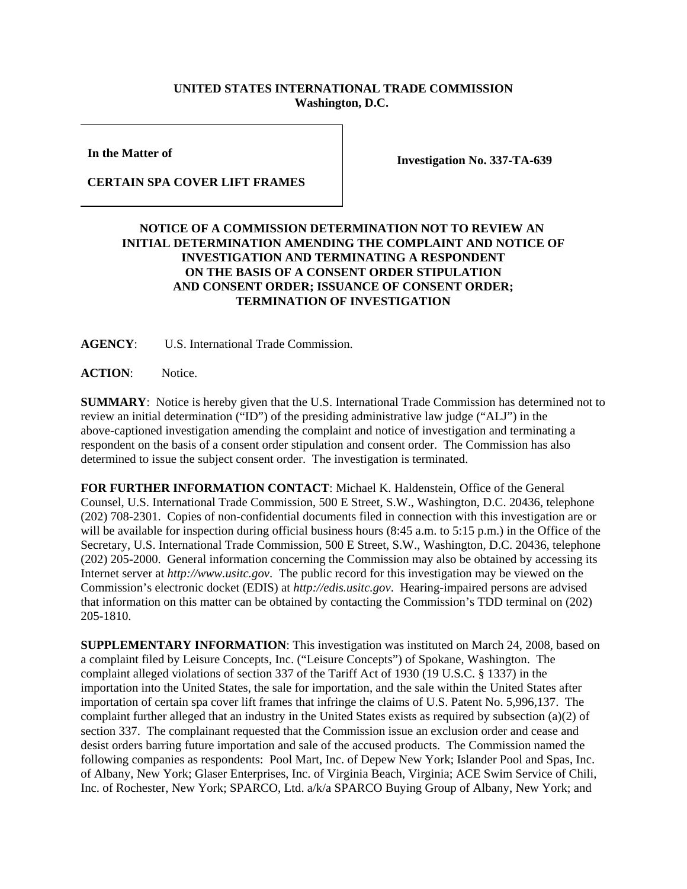**UNITED STATES INTERNATIONAL TRADE COMMISSION**
**Washington, D.C.**

**In the Matter of**

**CERTAIN SPA COVER LIFT FRAMES**

**Investigation No. 337-TA-639**

**NOTICE OF A COMMISSION DETERMINATION NOT TO REVIEW AN INITIAL DETERMINATION AMENDING THE COMPLAINT AND NOTICE OF INVESTIGATION AND TERMINATING A RESPONDENT ON THE BASIS OF A CONSENT ORDER STIPULATION AND CONSENT ORDER; ISSUANCE OF CONSENT ORDER; TERMINATION OF INVESTIGATION**

**AGENCY**: U.S. International Trade Commission.

**ACTION**: Notice.

**SUMMARY**: Notice is hereby given that the U.S. International Trade Commission has determined not to review an initial determination ("ID") of the presiding administrative law judge ("ALJ") in the above-captioned investigation amending the complaint and notice of investigation and terminating a respondent on the basis of a consent order stipulation and consent order. The Commission has also determined to issue the subject consent order. The investigation is terminated.

**FOR FURTHER INFORMATION CONTACT**: Michael K. Haldenstein, Office of the General Counsel, U.S. International Trade Commission, 500 E Street, S.W., Washington, D.C. 20436, telephone (202) 708-2301. Copies of non-confidential documents filed in connection with this investigation are or will be available for inspection during official business hours (8:45 a.m. to 5:15 p.m.) in the Office of the Secretary, U.S. International Trade Commission, 500 E Street, S.W., Washington, D.C. 20436, telephone (202) 205-2000. General information concerning the Commission may also be obtained by accessing its Internet server at *http://www.usitc.gov*. The public record for this investigation may be viewed on the Commission's electronic docket (EDIS) at *http://edis.usitc.gov*. Hearing-impaired persons are advised that information on this matter can be obtained by contacting the Commission's TDD terminal on (202) 205-1810.

**SUPPLEMENTARY INFORMATION**: This investigation was instituted on March 24, 2008, based on a complaint filed by Leisure Concepts, Inc. ("Leisure Concepts") of Spokane, Washington. The complaint alleged violations of section 337 of the Tariff Act of 1930 (19 U.S.C. § 1337) in the importation into the United States, the sale for importation, and the sale within the United States after importation of certain spa cover lift frames that infringe the claims of U.S. Patent No. 5,996,137. The complaint further alleged that an industry in the United States exists as required by subsection (a)(2) of section 337. The complainant requested that the Commission issue an exclusion order and cease and desist orders barring future importation and sale of the accused products. The Commission named the following companies as respondents: Pool Mart, Inc. of Depew New York; Islander Pool and Spas, Inc. of Albany, New York; Glaser Enterprises, Inc. of Virginia Beach, Virginia; ACE Swim Service of Chili, Inc. of Rochester, New York; SPARCO, Ltd. a/k/a SPARCO Buying Group of Albany, New York; and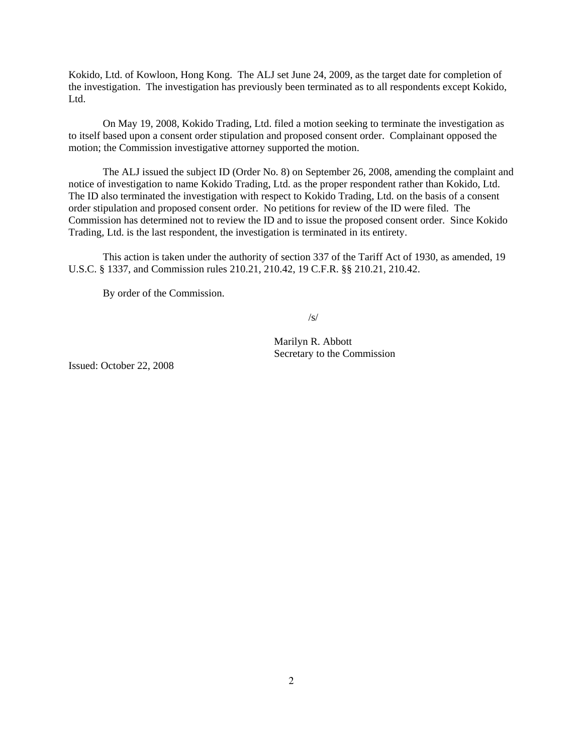Kokido, Ltd. of Kowloon, Hong Kong. The ALJ set June 24, 2009, as the target date for completion of the investigation. The investigation has previously been terminated as to all respondents except Kokido, Ltd.

On May 19, 2008, Kokido Trading, Ltd. filed a motion seeking to terminate the investigation as to itself based upon a consent order stipulation and proposed consent order. Complainant opposed the motion; the Commission investigative attorney supported the motion.

The ALJ issued the subject ID (Order No. 8) on September 26, 2008, amending the complaint and notice of investigation to name Kokido Trading, Ltd. as the proper respondent rather than Kokido, Ltd. The ID also terminated the investigation with respect to Kokido Trading, Ltd. on the basis of a consent order stipulation and proposed consent order. No petitions for review of the ID were filed. The Commission has determined not to review the ID and to issue the proposed consent order. Since Kokido Trading, Ltd. is the last respondent, the investigation is terminated in its entirety.

This action is taken under the authority of section 337 of the Tariff Act of 1930, as amended, 19 U.S.C. § 1337, and Commission rules 210.21, 210.42, 19 C.F.R. §§ 210.21, 210.42.

By order of the Commission.

/s/

Marilyn R. Abbott
Secretary to the Commission

Issued: October 22, 2008